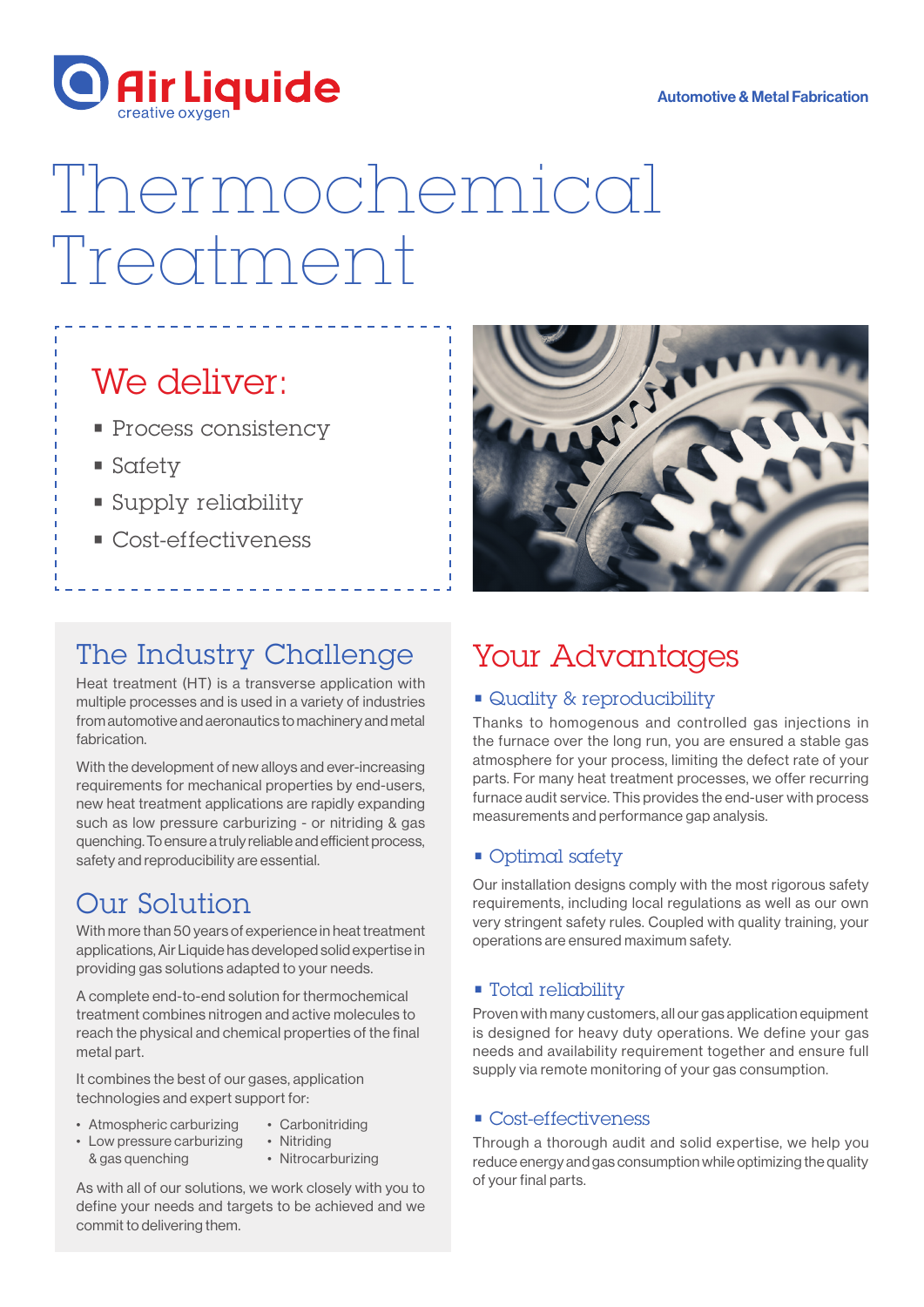Air Liquide
creative oxygen

Automotive & Metal Fabrication

# Thermochemical Treatment

## We deliver:

- Process consistency
- Safety
- Supply reliability
- Cost-effectiveness

## The Industry Challenge

Heat treatment (HT) is a transverse application with multiple processes and is used in a variety of industries from automotive and aeronautics to machinery and metal fabrication.

With the development of new alloys and ever-increasing requirements for mechanical properties by end-users, new heat treatment applications are rapidly expanding such as low pressure carburizing - or nitriding & gas quenching. To ensure a truly reliable and efficient process, safety and reproducibility are essential.

## Our Solution

With more than 50 years of experience in heat treatment applications, Air Liquide has developed solid expertise in providing gas solutions adapted to your needs.

A complete end-to-end solution for thermochemical treatment combines nitrogen and active molecules to reach the physical and chemical properties of the final metal part.

It combines the best of our gases, application technologies and expert support for:

- Atmospheric carburizing
- Low pressure carburizing & gas quenching
- Carbonitriding
- Nitriding
- Nitrocarburizing

As with all of our solutions, we work closely with you to define your needs and targets to be achieved and we commit to delivering them.

## Your Advantages

### Quality & reproducibility

Thanks to homogenous and controlled gas injections in the furnace over the long run, you are ensured a stable gas atmosphere for your process, limiting the defect rate of your parts. For many heat treatment processes, we offer recurring furnace audit service. This provides the end-user with process measurements and performance gap analysis.

### Optimal safety

Our installation designs comply with the most rigorous safety requirements, including local regulations as well as our own very stringent safety rules. Coupled with quality training, your operations are ensured maximum safety.

### Total reliability

Proven with many customers, all our gas application equipment is designed for heavy duty operations. We define your gas needs and availability requirement together and ensure full supply via remote monitoring of your gas consumption.

### Cost-effectiveness

Through a thorough audit and solid expertise, we help you reduce energy and gas consumption while optimizing the quality of your final parts.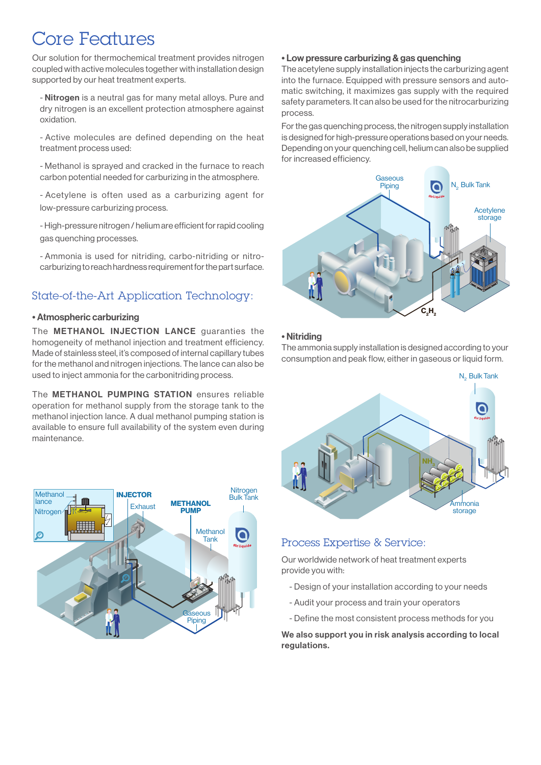# Core Features

Our solution for thermochemical treatment provides nitrogen coupled with active molecules together with installation design supported by our heat treatment experts.

- **Nitrogen** is a neutral gas for many metal alloys. Pure and dry nitrogen is an excellent protection atmosphere against oxidation.
- Active molecules are defined depending on the heat treatment process used:
- Methanol is sprayed and cracked in the furnace to reach carbon potential needed for carburizing in the atmosphere.
- Acetylene is often used as a carburizing agent for low-pressure carburizing process.
- High-pressure nitrogen / helium are efficient for rapid cooling gas quenching processes.
- Ammonia is used for nitriding, carbo-nitriding or nitro-carburizing to reach hardness requirement for the part surface.

## State-of-the-Art Application Technology:

**• Atmospheric carburizing**

The **METHANOL INJECTION LANCE** guarantees the homogeneity of methanol injection and treatment efficiency. Made of stainless steel, it's composed of internal capillary tubes for the methanol and nitrogen injections. The lance can also be used to inject ammonia for the carbonitriding process.

The **METHANOL PUMPING STATION** ensures reliable operation for methanol supply from the storage tank to the methanol injection lance. A dual methanol pumping station is available to ensure full availability of the system even during maintenance.

Methanol lance
Nitrogen
INJECTOR
Exhaust
METHANOL PUMP
Methanol Tank
Nitrogen Bulk Tank
Gaseous Piping

**• Low pressure carburizing & gas quenching**

The acetylene supply installation injects the carburizing agent into the furnace. Equipped with pressure sensors and automatic switching, it maximizes gas supply with the required safety parameters. It can also be used for the nitrocarburizing process.

For the gas quenching process, the nitrogen supply installation is designed for high-pressure operations based on your needs. Depending on your quenching cell, helium can also be supplied for increased efficiency.

Gaseous Piping
$N_2$ Bulk Tank
Acetylene storage
$C_2H_2$

**• Nitriding**

The ammonia supply installation is designed according to your consumption and peak flow, either in gaseous or liquid form.

$N_2$ Bulk Tank
$NH_3$
Ammonia storage

## Process Expertise & Service:

Our worldwide network of heat treatment experts provide you with:

- Design of your installation according to your needs
- Audit your process and train your operators
- Define the most consistent process methods for you

**We also support you in risk analysis according to local regulations.**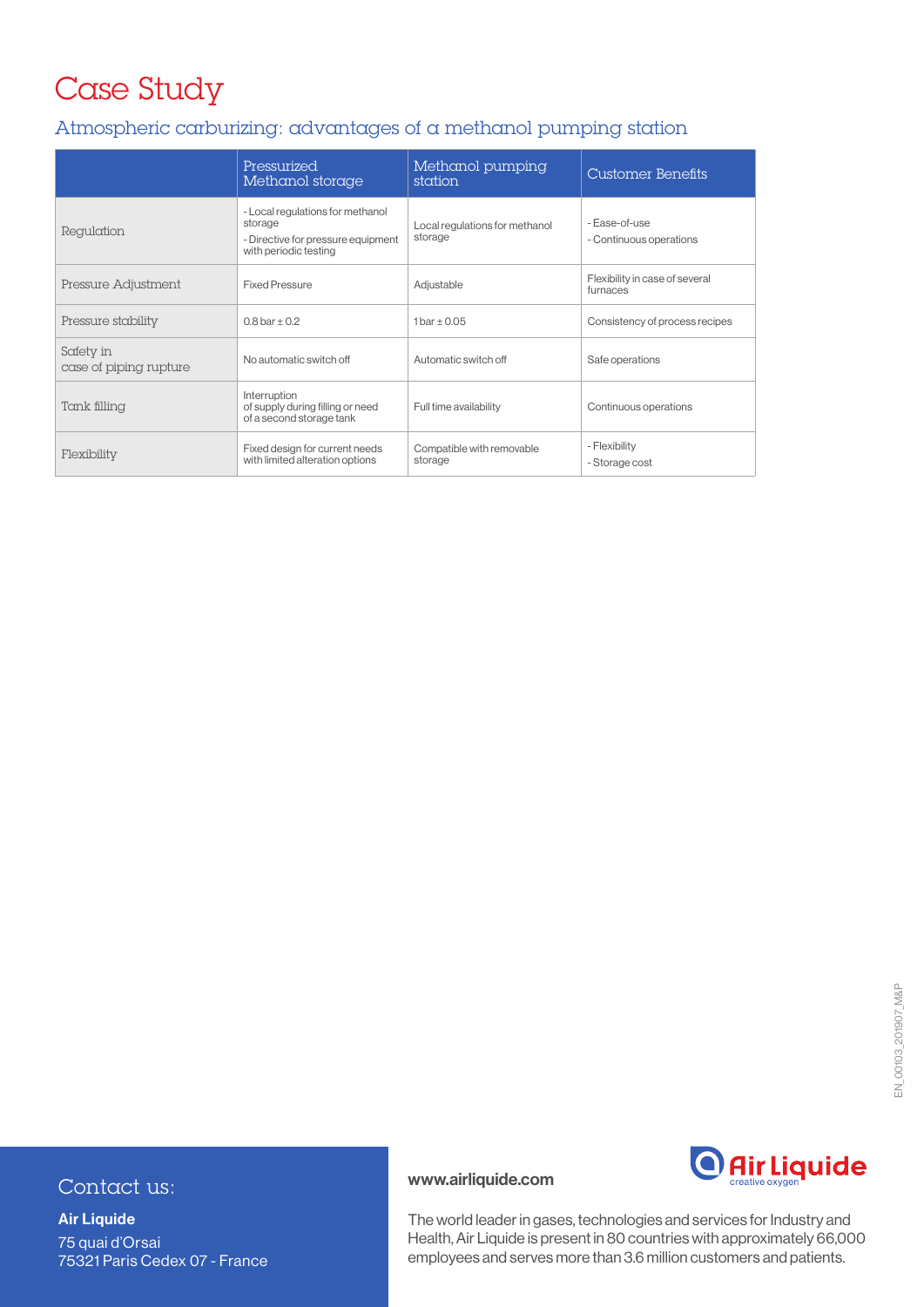# Case Study

## Atmospheric carburizing: advantages of a methanol pumping station

| | Pressurized Methanol storage | Methanol pumping station | Customer Benefits |
|---|---|---|---|
| Regulation | - Local regulations for methanol storage<br>- Directive for pressure equipment with periodic testing | Local regulations for methanol storage | - Ease-of-use<br>- Continuous operations |
| Pressure Adjustment | Fixed Pressure | Adjustable | Flexibility in case of several furnaces |
| Pressure stability | 0.8 bar ± 0.2 | 1 bar ± 0.05 | Consistency of process recipes |
| Safety in case of piping rupture | No automatic switch off | Automatic switch off | Safe operations |
| Tank filling | Interruption of supply during filling or need of a second storage tank | Full time availability | Continuous operations |
| Flexibility | Fixed design for current needs with limited alteration options | Compatible with removable storage | - Flexibility<br>- Storage cost |

EN_00103_201907_M&P

Contact us:

**Air Liquide**
75 quai d'Orsai
75321 Paris Cedex 07 - France

**www.airliquide.com**

Air Liquide
creative oxygen

The world leader in gases, technologies and services for Industry and Health, Air Liquide is present in 80 countries with approximately 66,000 employees and serves more than 3.6 million customers and patients.